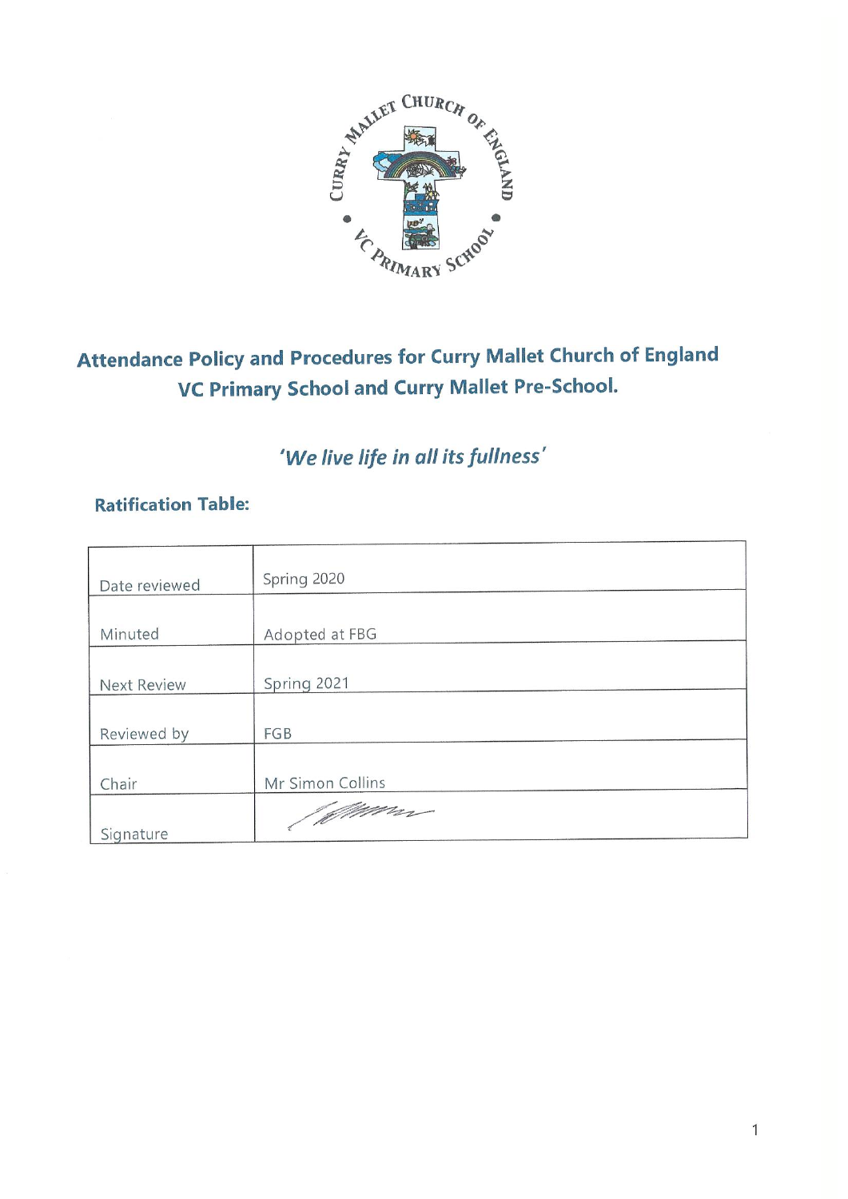# Attendance Policy and Procedures for Curry Mallet Church of England VC Primary School and Curry Mallet Pre-School.

*'We live life in all its fullness'*

## Ratification Table:

| | |
|---|---|
| Date reviewed | Spring 2020 |
| Minuted | Adopted at FBG |
| Next Review | Spring 2021 |
| Reviewed by | FGB |
| Chair | Mr Simon Collins |
| Signature | |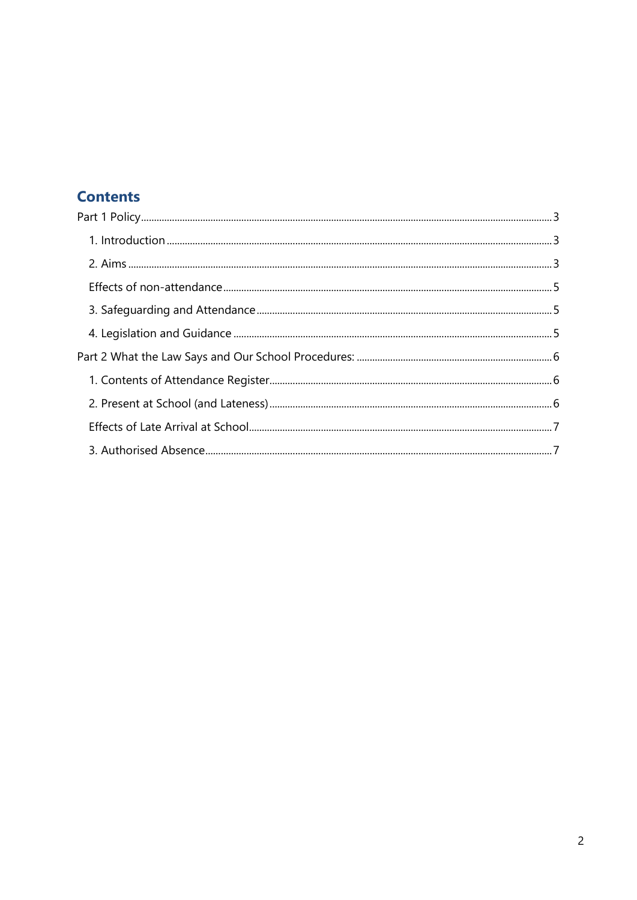## Contents

Part 1 Policy ..... 3

- 1. Introduction ..... 3
- 2. Aims ..... 3
- Effects of non-attendance ..... 5
- 3. Safeguarding and Attendance ..... 5
- 4. Legislation and Guidance ..... 5

Part 2 What the Law Says and Our School Procedures: ..... 6

- 1. Contents of Attendance Register ..... 6
- 2. Present at School (and Lateness) ..... 6
- Effects of Late Arrival at School ..... 7
- 3. Authorised Absence ..... 7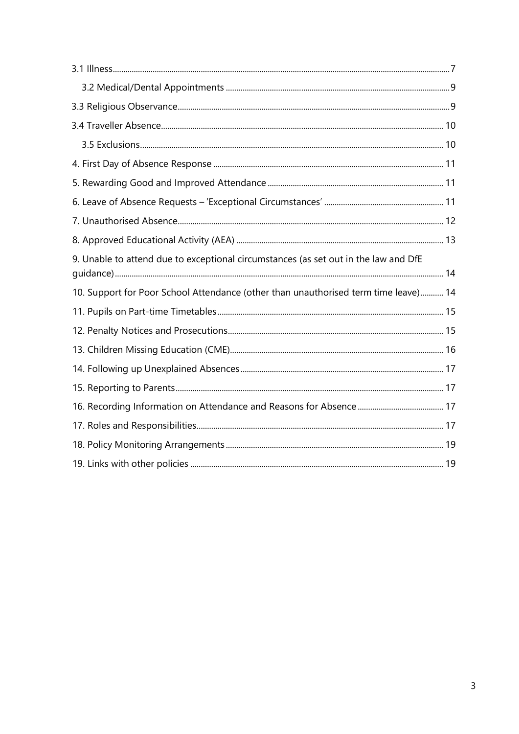- 3.1 Illness ..... 7
  - 3.2 Medical/Dental Appointments ..... 9
- 3.3 Religious Observance ..... 9
- 3.4 Traveller Absence ..... 10
  - 3.5 Exclusions ..... 10
- 4. First Day of Absence Response ..... 11
- 5. Rewarding Good and Improved Attendance ..... 11
- 6. Leave of Absence Requests – 'Exceptional Circumstances' ..... 11
- 7. Unauthorised Absence ..... 12
- 8. Approved Educational Activity (AEA) ..... 13
- 9. Unable to attend due to exceptional circumstances (as set out in the law and DfE guidance) ..... 14
- 10. Support for Poor School Attendance (other than unauthorised term time leave) ..... 14
- 11. Pupils on Part-time Timetables ..... 15
- 12. Penalty Notices and Prosecutions ..... 15
- 13. Children Missing Education (CME) ..... 16
- 14. Following up Unexplained Absences ..... 17
- 15. Reporting to Parents ..... 17
- 16. Recording Information on Attendance and Reasons for Absence ..... 17
- 17. Roles and Responsibilities ..... 17
- 18. Policy Monitoring Arrangements ..... 19
- 19. Links with other policies ..... 19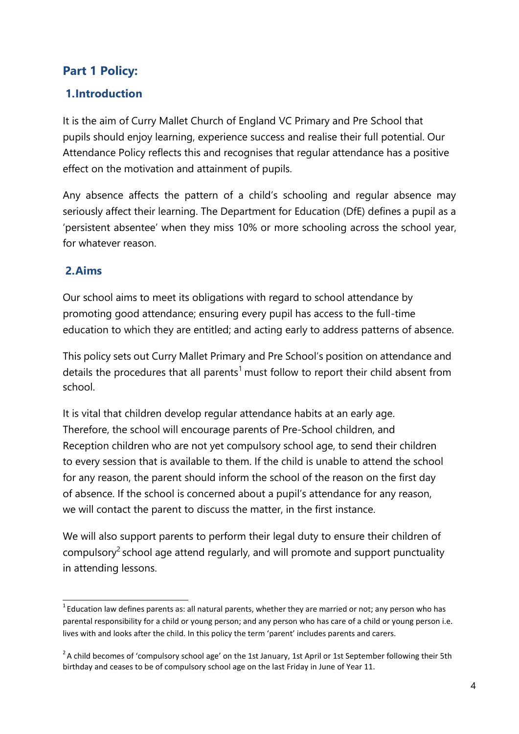## Part 1 Policy:

### 1.Introduction

It is the aim of Curry Mallet Church of England VC Primary and Pre School that pupils should enjoy learning, experience success and realise their full potential. Our Attendance Policy reflects this and recognises that regular attendance has a positive effect on the motivation and attainment of pupils.

Any absence affects the pattern of a child's schooling and regular absence may seriously affect their learning. The Department for Education (DfE) defines a pupil as a 'persistent absentee' when they miss 10% or more schooling across the school year, for whatever reason.

### 2.Aims

Our school aims to meet its obligations with regard to school attendance by promoting good attendance; ensuring every pupil has access to the full-time education to which they are entitled; and acting early to address patterns of absence.

This policy sets out Curry Mallet Primary and Pre School's position on attendance and details the procedures that all parents[1] must follow to report their child absent from school.

It is vital that children develop regular attendance habits at an early age. Therefore, the school will encourage parents of Pre-School children, and Reception children who are not yet compulsory school age, to send their children to every session that is available to them. If the child is unable to attend the school for any reason, the parent should inform the school of the reason on the first day of absence. If the school is concerned about a pupil's attendance for any reason, we will contact the parent to discuss the matter, in the first instance.

We will also support parents to perform their legal duty to ensure their children of compulsory[2] school age attend regularly, and will promote and support punctuality in attending lessons.

---

[1] Education law defines parents as: all natural parents, whether they are married or not; any person who has parental responsibility for a child or young person; and any person who has care of a child or young person i.e. lives with and looks after the child. In this policy the term 'parent' includes parents and carers.

[2] A child becomes of 'compulsory school age' on the 1st January, 1st April or 1st September following their 5th birthday and ceases to be of compulsory school age on the last Friday in June of Year 11.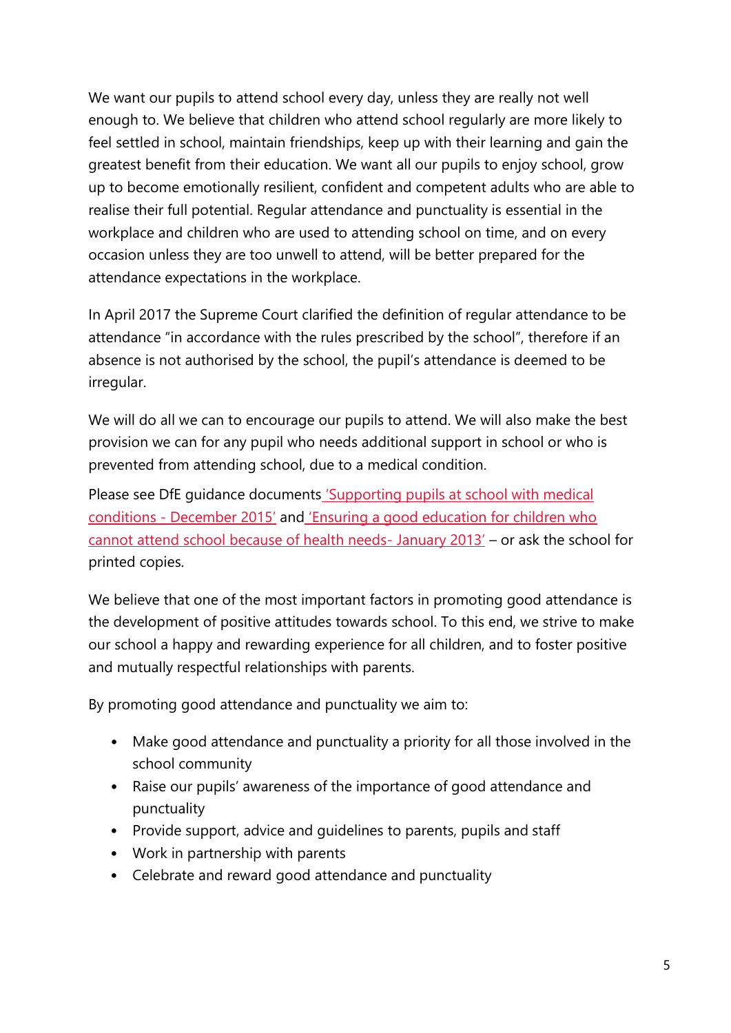We want our pupils to attend school every day, unless they are really not well enough to. We believe that children who attend school regularly are more likely to feel settled in school, maintain friendships, keep up with their learning and gain the greatest benefit from their education. We want all our pupils to enjoy school, grow up to become emotionally resilient, confident and competent adults who are able to realise their full potential. Regular attendance and punctuality is essential in the workplace and children who are used to attending school on time, and on every occasion unless they are too unwell to attend, will be better prepared for the attendance expectations in the workplace.

In April 2017 the Supreme Court clarified the definition of regular attendance to be attendance "in accordance with the rules prescribed by the school", therefore if an absence is not authorised by the school, the pupil's attendance is deemed to be irregular.

We will do all we can to encourage our pupils to attend. We will also make the best provision we can for any pupil who needs additional support in school or who is prevented from attending school, due to a medical condition.

Please see DfE guidance documents 'Supporting pupils at school with medical conditions - December 2015' and 'Ensuring a good education for children who cannot attend school because of health needs- January 2013' – or ask the school for printed copies.

We believe that one of the most important factors in promoting good attendance is the development of positive attitudes towards school. To this end, we strive to make our school a happy and rewarding experience for all children, and to foster positive and mutually respectful relationships with parents.

By promoting good attendance and punctuality we aim to:

- Make good attendance and punctuality a priority for all those involved in the school community
- Raise our pupils' awareness of the importance of good attendance and punctuality
- Provide support, advice and guidelines to parents, pupils and staff
- Work in partnership with parents
- Celebrate and reward good attendance and punctuality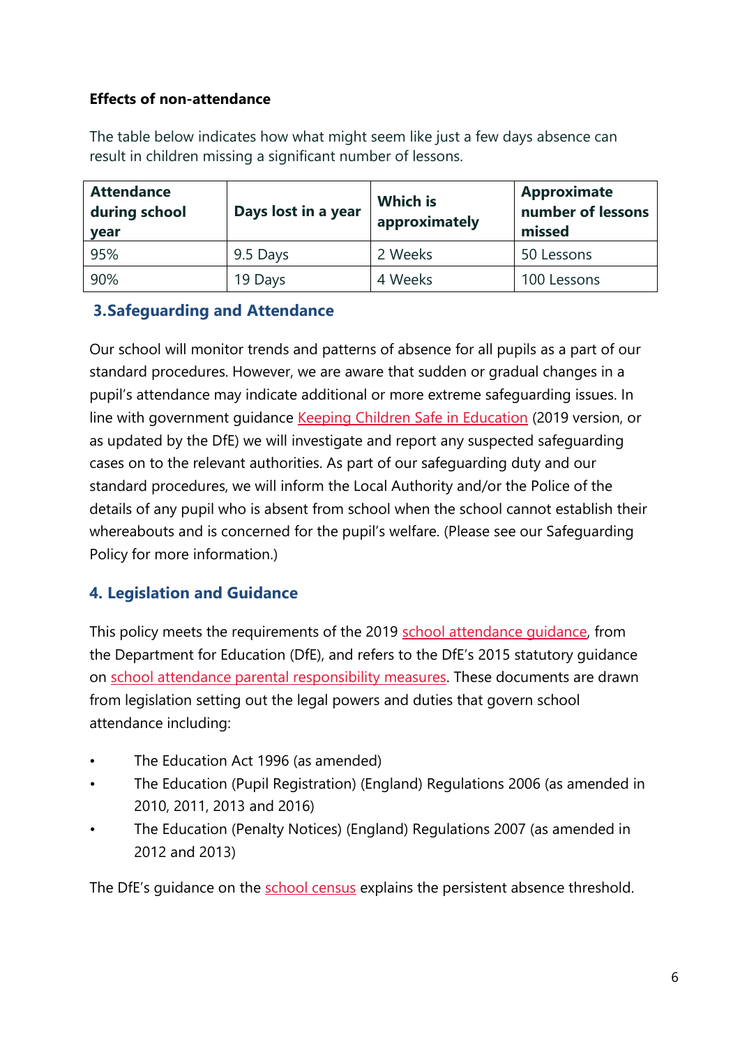**Effects of non-attendance**

The table below indicates how what might seem like just a few days absence can result in children missing a significant number of lessons.

| Attendance during school year | Days lost in a year | Which is approximately | Approximate number of lessons missed |
|---|---|---|---|
| 95% | 9.5 Days | 2 Weeks | 50 Lessons |
| 90% | 19 Days | 4 Weeks | 100 Lessons |

## 3.Safeguarding and Attendance

Our school will monitor trends and patterns of absence for all pupils as a part of our standard procedures. However, we are aware that sudden or gradual changes in a pupil's attendance may indicate additional or more extreme safeguarding issues. In line with government guidance Keeping Children Safe in Education (2019 version, or as updated by the DfE) we will investigate and report any suspected safeguarding cases on to the relevant authorities. As part of our safeguarding duty and our standard procedures, we will inform the Local Authority and/or the Police of the details of any pupil who is absent from school when the school cannot establish their whereabouts and is concerned for the pupil's welfare. (Please see our Safeguarding Policy for more information.)

## 4. Legislation and Guidance

This policy meets the requirements of the 2019 school attendance guidance, from the Department for Education (DfE), and refers to the DfE's 2015 statutory guidance on school attendance parental responsibility measures. These documents are drawn from legislation setting out the legal powers and duties that govern school attendance including:

- The Education Act 1996 (as amended)
- The Education (Pupil Registration) (England) Regulations 2006 (as amended in 2010, 2011, 2013 and 2016)
- The Education (Penalty Notices) (England) Regulations 2007 (as amended in 2012 and 2013)

The DfE's guidance on the school census explains the persistent absence threshold.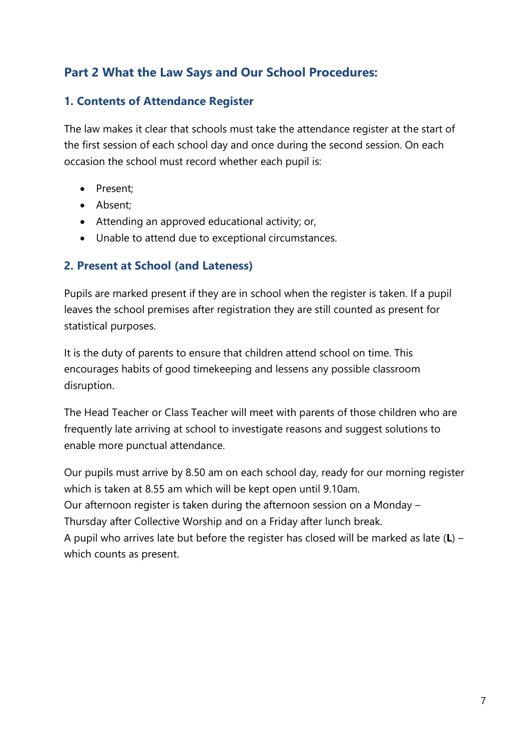## Part 2 What the Law Says and Our School Procedures:

### 1. Contents of Attendance Register

The law makes it clear that schools must take the attendance register at the start of the first session of each school day and once during the second session. On each occasion the school must record whether each pupil is:

- Present;
- Absent;
- Attending an approved educational activity; or,
- Unable to attend due to exceptional circumstances.

### 2. Present at School (and Lateness)

Pupils are marked present if they are in school when the register is taken. If a pupil leaves the school premises after registration they are still counted as present for statistical purposes.

It is the duty of parents to ensure that children attend school on time. This encourages habits of good timekeeping and lessens any possible classroom disruption.

The Head Teacher or Class Teacher will meet with parents of those children who are frequently late arriving at school to investigate reasons and suggest solutions to enable more punctual attendance.

Our pupils must arrive by 8.50 am on each school day, ready for our morning register which is taken at 8.55 am which will be kept open until 9.10am.
Our afternoon register is taken during the afternoon session on a Monday – Thursday after Collective Worship and on a Friday after lunch break.
A pupil who arrives late but before the register has closed will be marked as late (**L**) – which counts as present.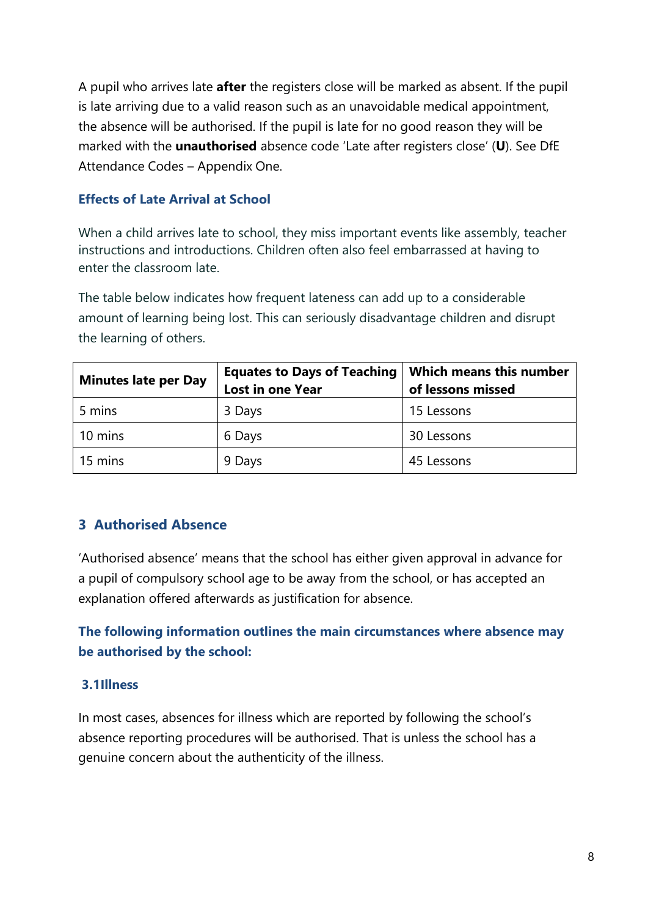A pupil who arrives late **after** the registers close will be marked as absent. If the pupil is late arriving due to a valid reason such as an unavoidable medical appointment, the absence will be authorised. If the pupil is late for no good reason they will be marked with the **unauthorised** absence code 'Late after registers close' (**U**). See DfE Attendance Codes – Appendix One.

### Effects of Late Arrival at School

When a child arrives late to school, they miss important events like assembly, teacher instructions and introductions. Children often also feel embarrassed at having to enter the classroom late.

The table below indicates how frequent lateness can add up to a considerable amount of learning being lost. This can seriously disadvantage children and disrupt the learning of others.

| Minutes late per Day | Equates to Days of Teaching Lost in one Year | Which means this number of lessons missed |
|---|---|---|
| 5 mins | 3 Days | 15 Lessons |
| 10 mins | 6 Days | 30 Lessons |
| 15 mins | 9 Days | 45 Lessons |

## 3 Authorised Absence

'Authorised absence' means that the school has either given approval in advance for a pupil of compulsory school age to be away from the school, or has accepted an explanation offered afterwards as justification for absence.

**The following information outlines the main circumstances where absence may be authorised by the school:**

### 3.1Illness

In most cases, absences for illness which are reported by following the school's absence reporting procedures will be authorised. That is unless the school has a genuine concern about the authenticity of the illness.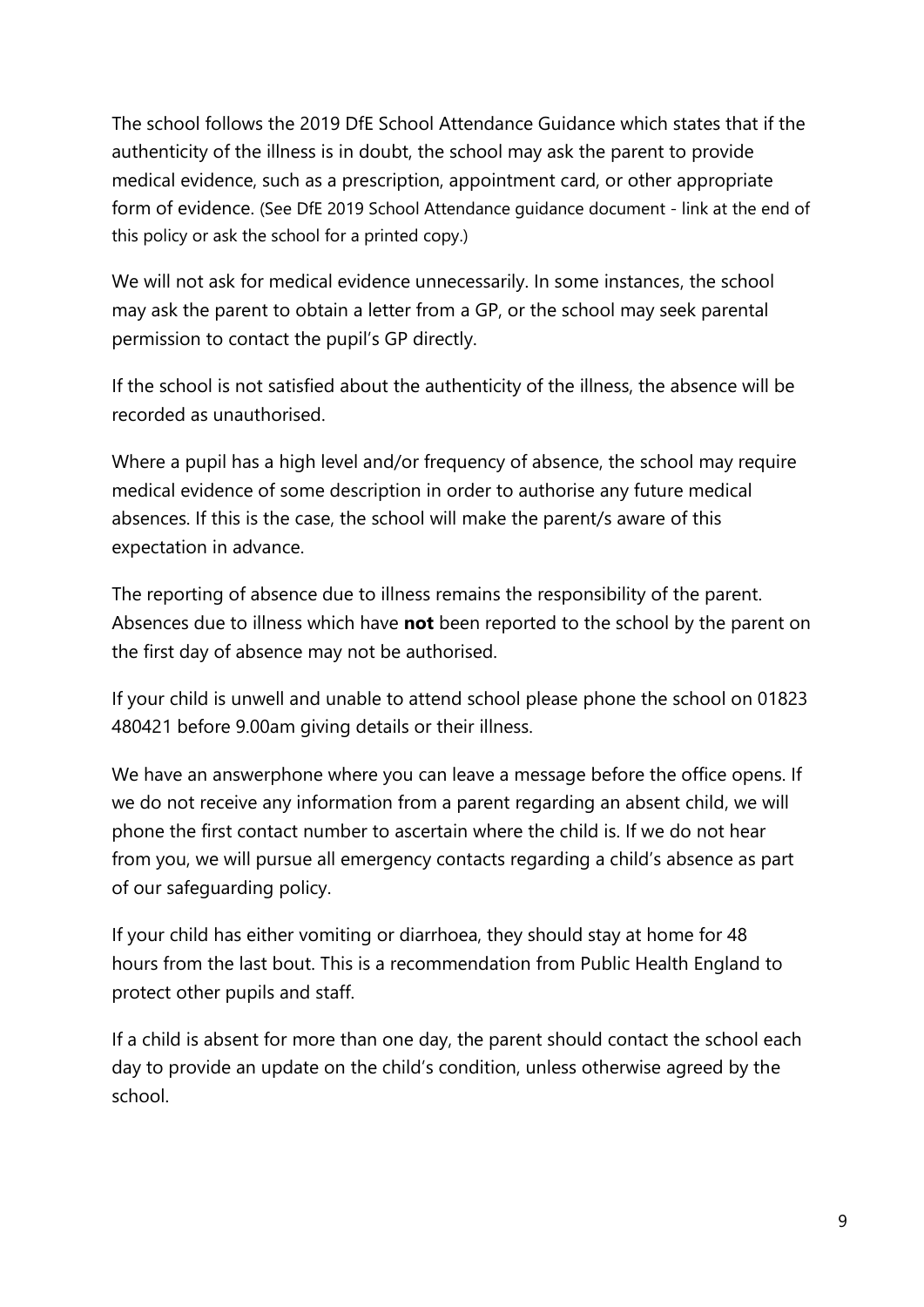The school follows the 2019 DfE School Attendance Guidance which states that if the authenticity of the illness is in doubt, the school may ask the parent to provide medical evidence, such as a prescription, appointment card, or other appropriate form of evidence. (See DfE 2019 School Attendance guidance document - link at the end of this policy or ask the school for a printed copy.)

We will not ask for medical evidence unnecessarily. In some instances, the school may ask the parent to obtain a letter from a GP, or the school may seek parental permission to contact the pupil's GP directly.

If the school is not satisfied about the authenticity of the illness, the absence will be recorded as unauthorised.

Where a pupil has a high level and/or frequency of absence, the school may require medical evidence of some description in order to authorise any future medical absences. If this is the case, the school will make the parent/s aware of this expectation in advance.

The reporting of absence due to illness remains the responsibility of the parent. Absences due to illness which have **not** been reported to the school by the parent on the first day of absence may not be authorised.

If your child is unwell and unable to attend school please phone the school on 01823 480421 before 9.00am giving details or their illness.

We have an answerphone where you can leave a message before the office opens. If we do not receive any information from a parent regarding an absent child, we will phone the first contact number to ascertain where the child is. If we do not hear from you, we will pursue all emergency contacts regarding a child's absence as part of our safeguarding policy.

If your child has either vomiting or diarrhoea, they should stay at home for 48 hours from the last bout. This is a recommendation from Public Health England to protect other pupils and staff.

If a child is absent for more than one day, the parent should contact the school each day to provide an update on the child's condition, unless otherwise agreed by the school.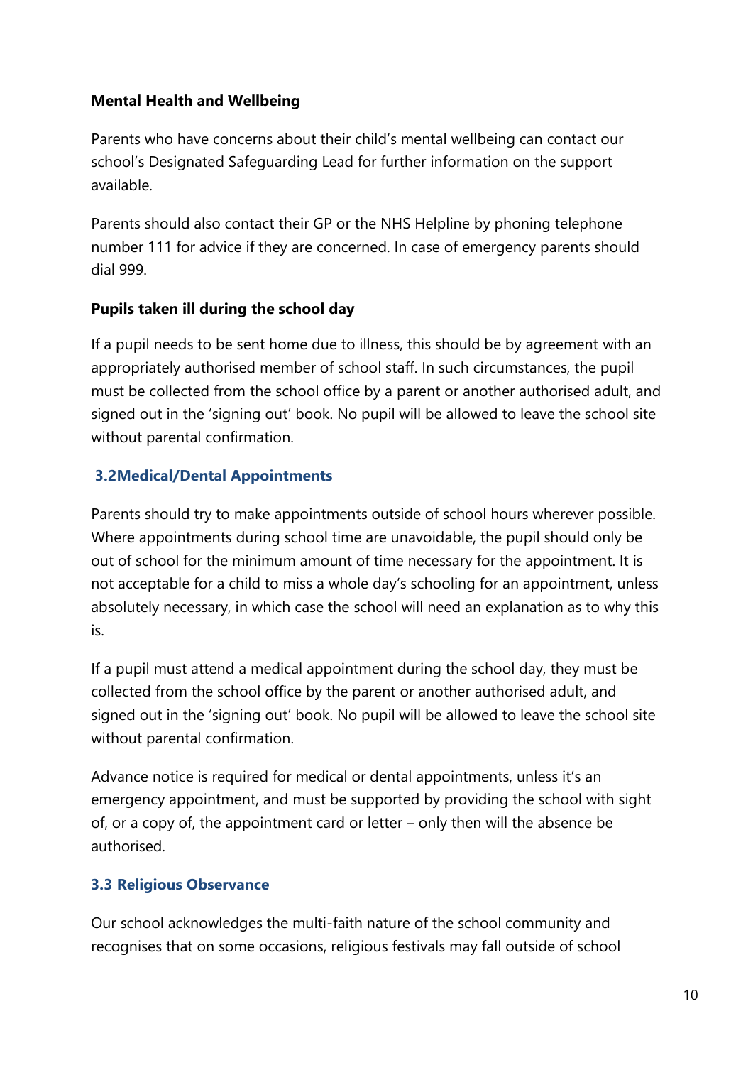**Mental Health and Wellbeing**

Parents who have concerns about their child's mental wellbeing can contact our school's Designated Safeguarding Lead for further information on the support available.

Parents should also contact their GP or the NHS Helpline by phoning telephone number 111 for advice if they are concerned. In case of emergency parents should dial 999.

**Pupils taken ill during the school day**

If a pupil needs to be sent home due to illness, this should be by agreement with an appropriately authorised member of school staff. In such circumstances, the pupil must be collected from the school office by a parent or another authorised adult, and signed out in the 'signing out' book. No pupil will be allowed to leave the school site without parental confirmation.

### 3.2Medical/Dental Appointments

Parents should try to make appointments outside of school hours wherever possible. Where appointments during school time are unavoidable, the pupil should only be out of school for the minimum amount of time necessary for the appointment. It is not acceptable for a child to miss a whole day's schooling for an appointment, unless absolutely necessary, in which case the school will need an explanation as to why this is.

If a pupil must attend a medical appointment during the school day, they must be collected from the school office by the parent or another authorised adult, and signed out in the 'signing out' book. No pupil will be allowed to leave the school site without parental confirmation.

Advance notice is required for medical or dental appointments, unless it's an emergency appointment, and must be supported by providing the school with sight of, or a copy of, the appointment card or letter – only then will the absence be authorised.

### 3.3 Religious Observance

Our school acknowledges the multi-faith nature of the school community and recognises that on some occasions, religious festivals may fall outside of school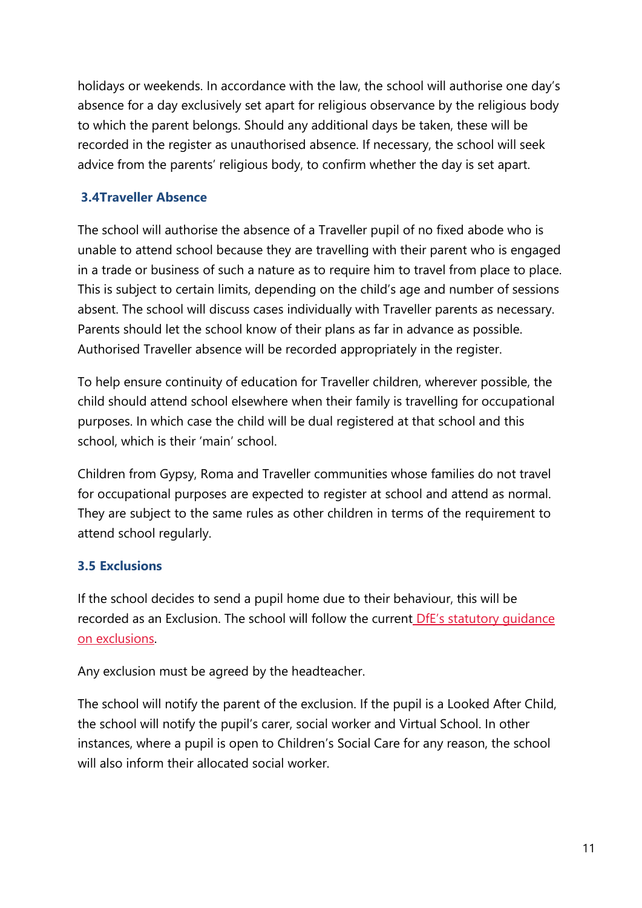holidays or weekends. In accordance with the law, the school will authorise one day's absence for a day exclusively set apart for religious observance by the religious body to which the parent belongs. Should any additional days be taken, these will be recorded in the register as unauthorised absence. If necessary, the school will seek advice from the parents' religious body, to confirm whether the day is set apart.

### 3.4Traveller Absence

The school will authorise the absence of a Traveller pupil of no fixed abode who is unable to attend school because they are travelling with their parent who is engaged in a trade or business of such a nature as to require him to travel from place to place. This is subject to certain limits, depending on the child's age and number of sessions absent. The school will discuss cases individually with Traveller parents as necessary. Parents should let the school know of their plans as far in advance as possible. Authorised Traveller absence will be recorded appropriately in the register.

To help ensure continuity of education for Traveller children, wherever possible, the child should attend school elsewhere when their family is travelling for occupational purposes. In which case the child will be dual registered at that school and this school, which is their 'main' school.

Children from Gypsy, Roma and Traveller communities whose families do not travel for occupational purposes are expected to register at school and attend as normal. They are subject to the same rules as other children in terms of the requirement to attend school regularly.

### 3.5 Exclusions

If the school decides to send a pupil home due to their behaviour, this will be recorded as an Exclusion. The school will follow the current DfE's statutory guidance on exclusions.

Any exclusion must be agreed by the headteacher.

The school will notify the parent of the exclusion. If the pupil is a Looked After Child, the school will notify the pupil's carer, social worker and Virtual School. In other instances, where a pupil is open to Children's Social Care for any reason, the school will also inform their allocated social worker.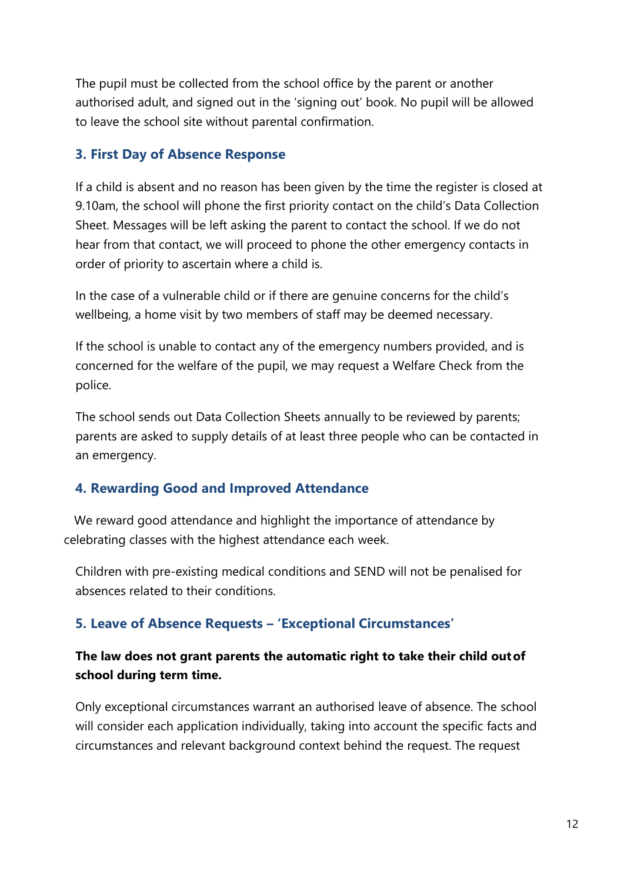The pupil must be collected from the school office by the parent or another authorised adult, and signed out in the 'signing out' book. No pupil will be allowed to leave the school site without parental confirmation.

### 3. First Day of Absence Response

If a child is absent and no reason has been given by the time the register is closed at 9.10am, the school will phone the first priority contact on the child's Data Collection Sheet. Messages will be left asking the parent to contact the school. If we do not hear from that contact, we will proceed to phone the other emergency contacts in order of priority to ascertain where a child is.

In the case of a vulnerable child or if there are genuine concerns for the child's wellbeing, a home visit by two members of staff may be deemed necessary.

If the school is unable to contact any of the emergency numbers provided, and is concerned for the welfare of the pupil, we may request a Welfare Check from the police.

The school sends out Data Collection Sheets annually to be reviewed by parents; parents are asked to supply details of at least three people who can be contacted in an emergency.

### 4. Rewarding Good and Improved Attendance

We reward good attendance and highlight the importance of attendance by celebrating classes with the highest attendance each week.

Children with pre-existing medical conditions and SEND will not be penalised for absences related to their conditions.

### 5. Leave of Absence Requests – 'Exceptional Circumstances'

**The law does not grant parents the automatic right to take their child out of school during term time.**

Only exceptional circumstances warrant an authorised leave of absence. The school will consider each application individually, taking into account the specific facts and circumstances and relevant background context behind the request. The request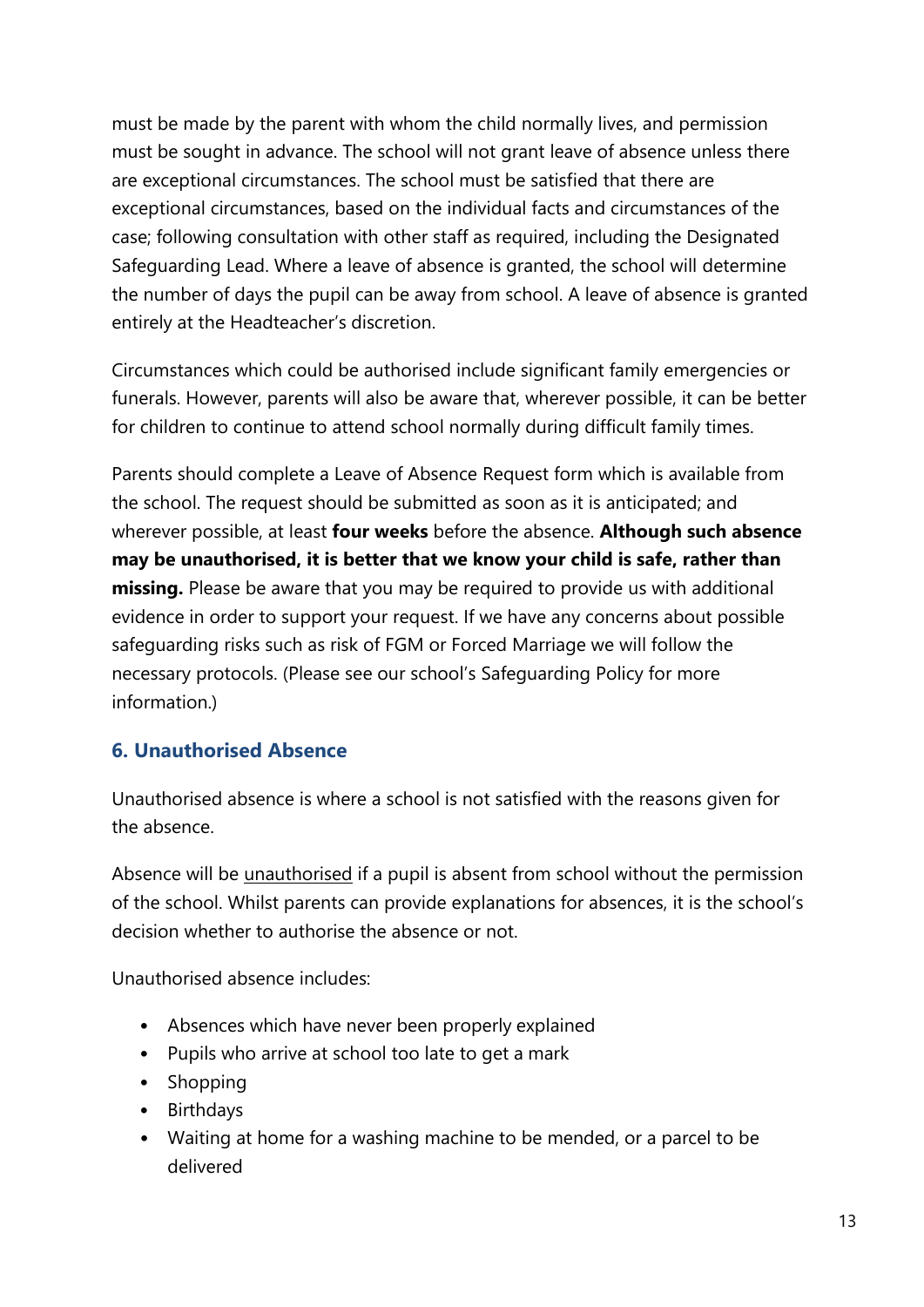must be made by the parent with whom the child normally lives, and permission must be sought in advance. The school will not grant leave of absence unless there are exceptional circumstances. The school must be satisfied that there are exceptional circumstances, based on the individual facts and circumstances of the case; following consultation with other staff as required, including the Designated Safeguarding Lead. Where a leave of absence is granted, the school will determine the number of days the pupil can be away from school. A leave of absence is granted entirely at the Headteacher's discretion.

Circumstances which could be authorised include significant family emergencies or funerals. However, parents will also be aware that, wherever possible, it can be better for children to continue to attend school normally during difficult family times.

Parents should complete a Leave of Absence Request form which is available from the school. The request should be submitted as soon as it is anticipated; and wherever possible, at least **four weeks** before the absence. **Although such absence may be unauthorised, it is better that we know your child is safe, rather than missing.** Please be aware that you may be required to provide us with additional evidence in order to support your request. If we have any concerns about possible safeguarding risks such as risk of FGM or Forced Marriage we will follow the necessary protocols. (Please see our school's Safeguarding Policy for more information.)

## 6. Unauthorised Absence

Unauthorised absence is where a school is not satisfied with the reasons given for the absence.

Absence will be <u>unauthorised</u> if a pupil is absent from school without the permission of the school. Whilst parents can provide explanations for absences, it is the school's decision whether to authorise the absence or not.

Unauthorised absence includes:

- Absences which have never been properly explained
- Pupils who arrive at school too late to get a mark
- Shopping
- Birthdays
- Waiting at home for a washing machine to be mended, or a parcel to be delivered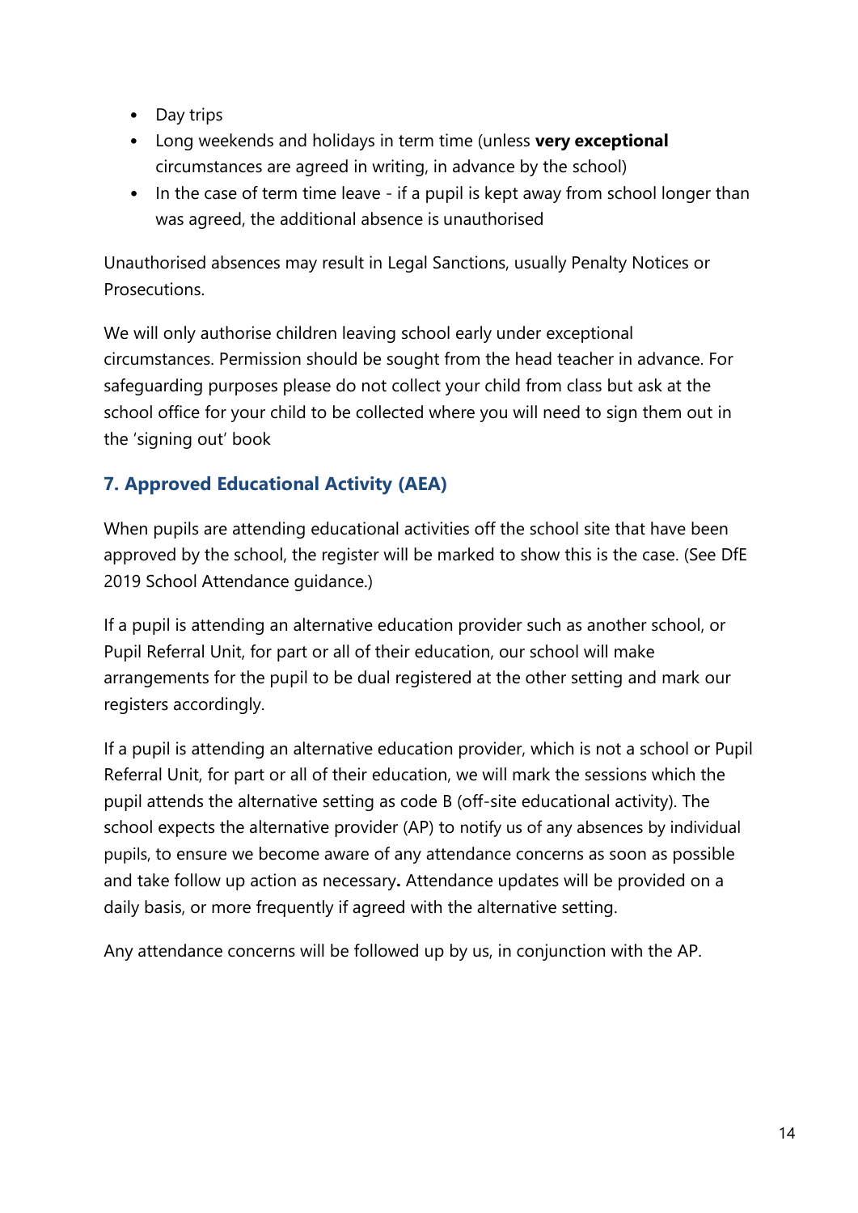- Day trips
- Long weekends and holidays in term time (unless **very exceptional** circumstances are agreed in writing, in advance by the school)
- In the case of term time leave - if a pupil is kept away from school longer than was agreed, the additional absence is unauthorised

Unauthorised absences may result in Legal Sanctions, usually Penalty Notices or Prosecutions.

We will only authorise children leaving school early under exceptional circumstances. Permission should be sought from the head teacher in advance. For safeguarding purposes please do not collect your child from class but ask at the school office for your child to be collected where you will need to sign them out in the 'signing out' book

## 7. Approved Educational Activity (AEA)

When pupils are attending educational activities off the school site that have been approved by the school, the register will be marked to show this is the case. (See DfE 2019 School Attendance guidance.)

If a pupil is attending an alternative education provider such as another school, or Pupil Referral Unit, for part or all of their education, our school will make arrangements for the pupil to be dual registered at the other setting and mark our registers accordingly.

If a pupil is attending an alternative education provider, which is not a school or Pupil Referral Unit, for part or all of their education, we will mark the sessions which the pupil attends the alternative setting as code B (off-site educational activity). The school expects the alternative provider (AP) to notify us of any absences by individual pupils, to ensure we become aware of any attendance concerns as soon as possible and take follow up action as necessary**.** Attendance updates will be provided on a daily basis, or more frequently if agreed with the alternative setting.

Any attendance concerns will be followed up by us, in conjunction with the AP.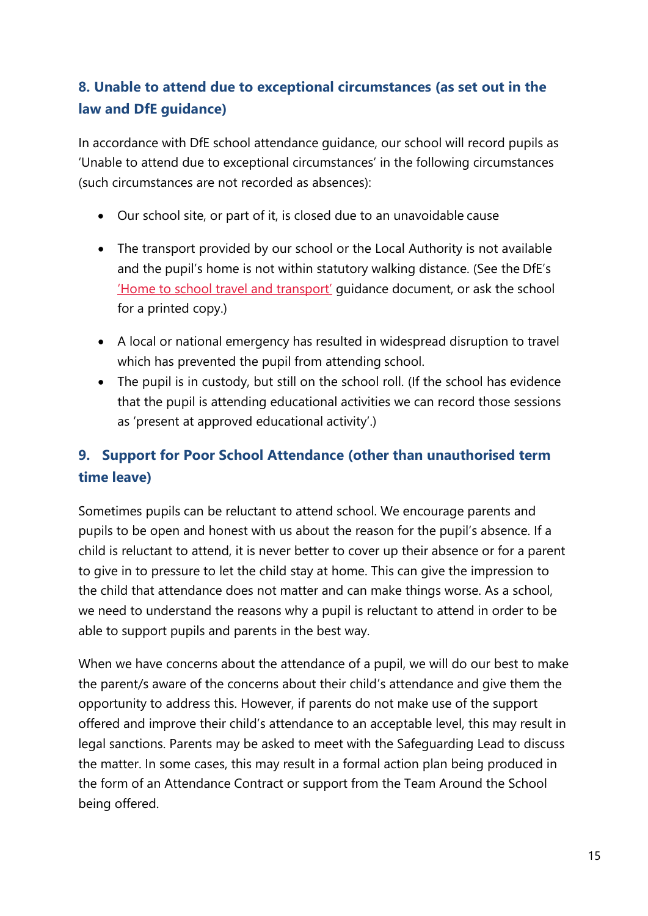## 8. Unable to attend due to exceptional circumstances (as set out in the law and DfE guidance)

In accordance with DfE school attendance guidance, our school will record pupils as 'Unable to attend due to exceptional circumstances' in the following circumstances (such circumstances are not recorded as absences):

- Our school site, or part of it, is closed due to an unavoidable cause
- The transport provided by our school or the Local Authority is not available and the pupil's home is not within statutory walking distance. (See the DfE's 'Home to school travel and transport' guidance document, or ask the school for a printed copy.)
- A local or national emergency has resulted in widespread disruption to travel which has prevented the pupil from attending school.
- The pupil is in custody, but still on the school roll. (If the school has evidence that the pupil is attending educational activities we can record those sessions as 'present at approved educational activity'.)

## 9. Support for Poor School Attendance (other than unauthorised term time leave)

Sometimes pupils can be reluctant to attend school. We encourage parents and pupils to be open and honest with us about the reason for the pupil's absence. If a child is reluctant to attend, it is never better to cover up their absence or for a parent to give in to pressure to let the child stay at home. This can give the impression to the child that attendance does not matter and can make things worse. As a school, we need to understand the reasons why a pupil is reluctant to attend in order to be able to support pupils and parents in the best way.

When we have concerns about the attendance of a pupil, we will do our best to make the parent/s aware of the concerns about their child's attendance and give them the opportunity to address this. However, if parents do not make use of the support offered and improve their child's attendance to an acceptable level, this may result in legal sanctions. Parents may be asked to meet with the Safeguarding Lead to discuss the matter. In some cases, this may result in a formal action plan being produced in the form of an Attendance Contract or support from the Team Around the School being offered.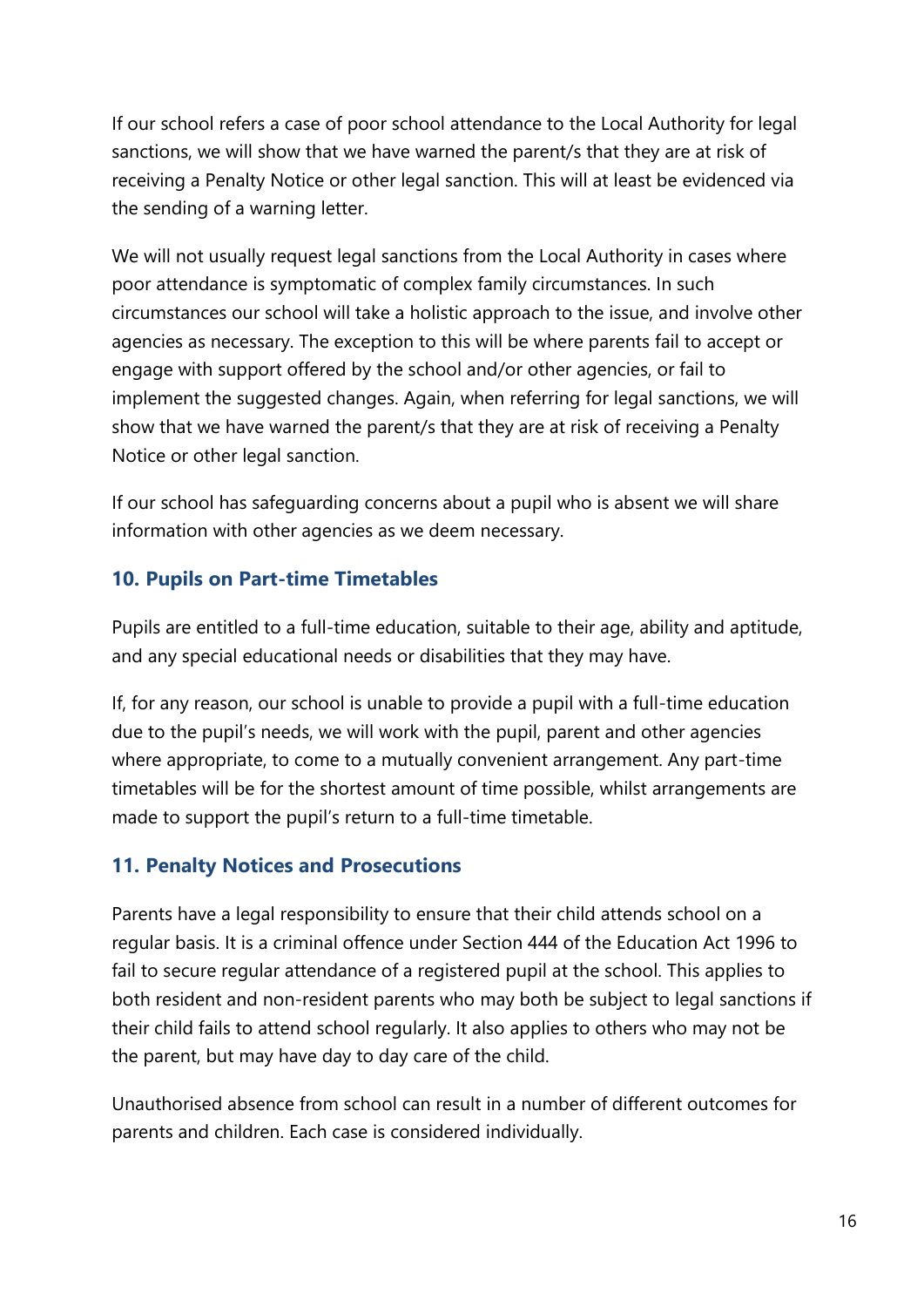If our school refers a case of poor school attendance to the Local Authority for legal sanctions, we will show that we have warned the parent/s that they are at risk of receiving a Penalty Notice or other legal sanction. This will at least be evidenced via the sending of a warning letter.

We will not usually request legal sanctions from the Local Authority in cases where poor attendance is symptomatic of complex family circumstances. In such circumstances our school will take a holistic approach to the issue, and involve other agencies as necessary. The exception to this will be where parents fail to accept or engage with support offered by the school and/or other agencies, or fail to implement the suggested changes. Again, when referring for legal sanctions, we will show that we have warned the parent/s that they are at risk of receiving a Penalty Notice or other legal sanction.

If our school has safeguarding concerns about a pupil who is absent we will share information with other agencies as we deem necessary.

## 10. Pupils on Part-time Timetables

Pupils are entitled to a full-time education, suitable to their age, ability and aptitude, and any special educational needs or disabilities that they may have.

If, for any reason, our school is unable to provide a pupil with a full-time education due to the pupil's needs, we will work with the pupil, parent and other agencies where appropriate, to come to a mutually convenient arrangement. Any part-time timetables will be for the shortest amount of time possible, whilst arrangements are made to support the pupil's return to a full-time timetable.

## 11. Penalty Notices and Prosecutions

Parents have a legal responsibility to ensure that their child attends school on a regular basis. It is a criminal offence under Section 444 of the Education Act 1996 to fail to secure regular attendance of a registered pupil at the school. This applies to both resident and non-resident parents who may both be subject to legal sanctions if their child fails to attend school regularly. It also applies to others who may not be the parent, but may have day to day care of the child.

Unauthorised absence from school can result in a number of different outcomes for parents and children. Each case is considered individually.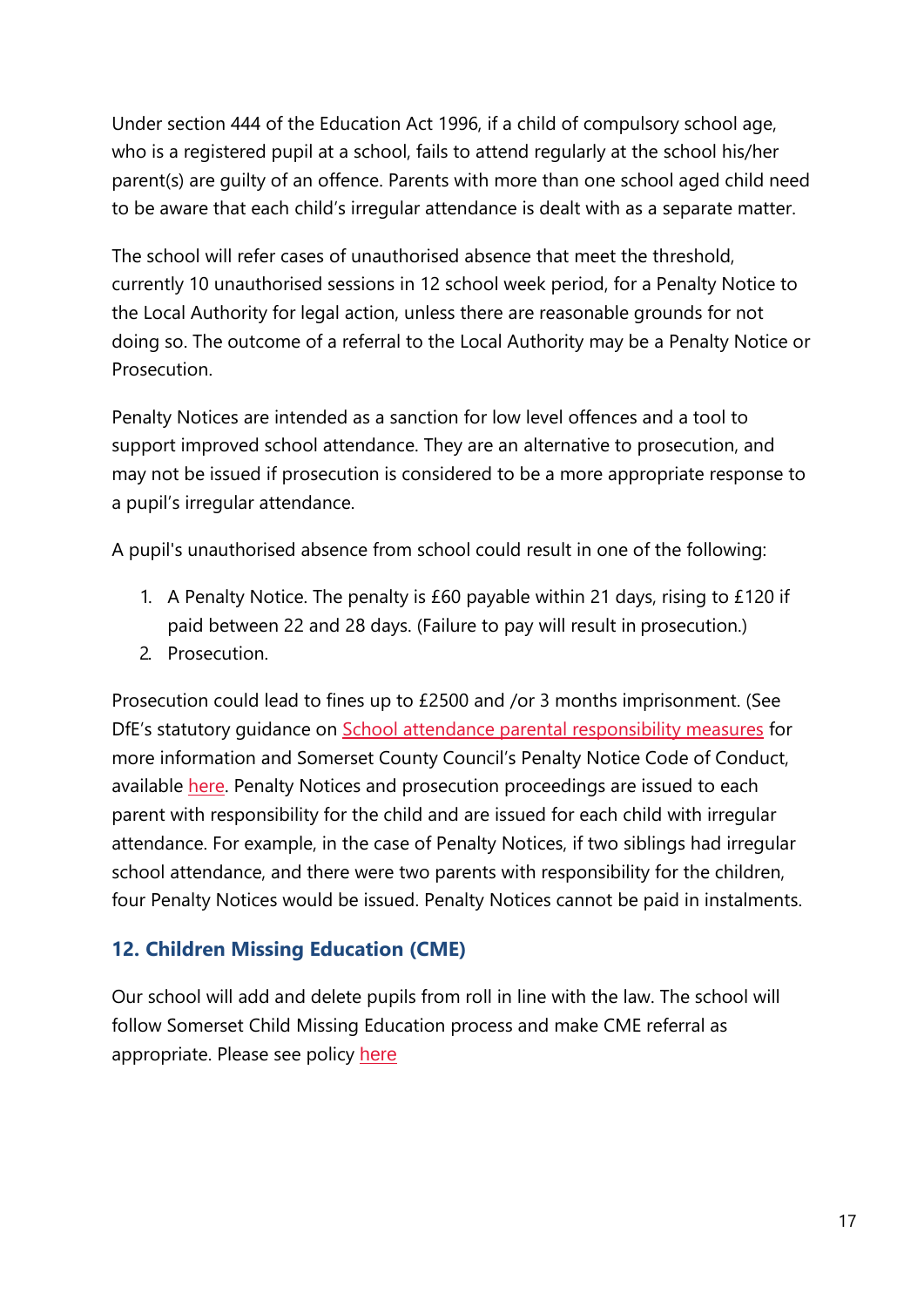Under section 444 of the Education Act 1996, if a child of compulsory school age, who is a registered pupil at a school, fails to attend regularly at the school his/her parent(s) are guilty of an offence. Parents with more than one school aged child need to be aware that each child's irregular attendance is dealt with as a separate matter.

The school will refer cases of unauthorised absence that meet the threshold, currently 10 unauthorised sessions in 12 school week period, for a Penalty Notice to the Local Authority for legal action, unless there are reasonable grounds for not doing so. The outcome of a referral to the Local Authority may be a Penalty Notice or Prosecution.

Penalty Notices are intended as a sanction for low level offences and a tool to support improved school attendance. They are an alternative to prosecution, and may not be issued if prosecution is considered to be a more appropriate response to a pupil's irregular attendance.

A pupil's unauthorised absence from school could result in one of the following:

1. A Penalty Notice. The penalty is £60 payable within 21 days, rising to £120 if paid between 22 and 28 days. (Failure to pay will result in prosecution.)
2. Prosecution.

Prosecution could lead to fines up to £2500 and /or 3 months imprisonment. (See DfE's statutory guidance on School attendance parental responsibility measures for more information and Somerset County Council's Penalty Notice Code of Conduct, available here. Penalty Notices and prosecution proceedings are issued to each parent with responsibility for the child and are issued for each child with irregular attendance. For example, in the case of Penalty Notices, if two siblings had irregular school attendance, and there were two parents with responsibility for the children, four Penalty Notices would be issued. Penalty Notices cannot be paid in instalments.

## 12. Children Missing Education (CME)

Our school will add and delete pupils from roll in line with the law. The school will follow Somerset Child Missing Education process and make CME referral as appropriate. Please see policy here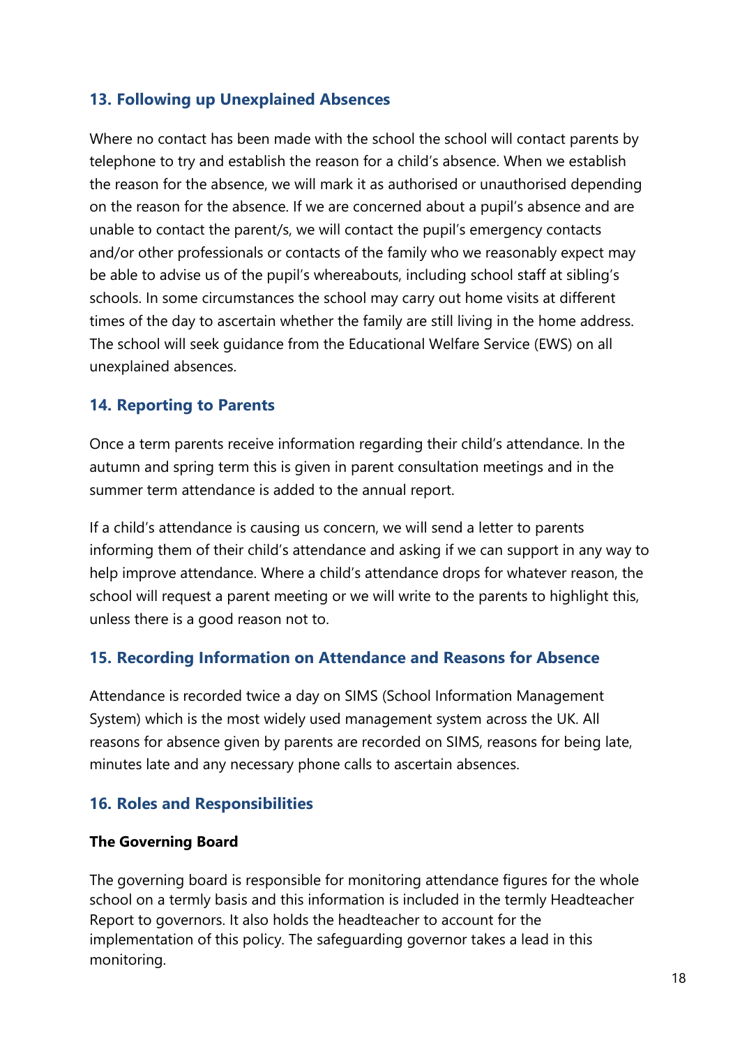## 13. Following up Unexplained Absences

Where no contact has been made with the school the school will contact parents by telephone to try and establish the reason for a child's absence. When we establish the reason for the absence, we will mark it as authorised or unauthorised depending on the reason for the absence. If we are concerned about a pupil's absence and are unable to contact the parent/s, we will contact the pupil's emergency contacts and/or other professionals or contacts of the family who we reasonably expect may be able to advise us of the pupil's whereabouts, including school staff at sibling's schools. In some circumstances the school may carry out home visits at different times of the day to ascertain whether the family are still living in the home address. The school will seek guidance from the Educational Welfare Service (EWS) on all unexplained absences.

## 14. Reporting to Parents

Once a term parents receive information regarding their child's attendance. In the autumn and spring term this is given in parent consultation meetings and in the summer term attendance is added to the annual report.

If a child's attendance is causing us concern, we will send a letter to parents informing them of their child's attendance and asking if we can support in any way to help improve attendance. Where a child's attendance drops for whatever reason, the school will request a parent meeting or we will write to the parents to highlight this, unless there is a good reason not to.

## 15. Recording Information on Attendance and Reasons for Absence

Attendance is recorded twice a day on SIMS (School Information Management System) which is the most widely used management system across the UK. All reasons for absence given by parents are recorded on SIMS, reasons for being late, minutes late and any necessary phone calls to ascertain absences.

## 16. Roles and Responsibilities

**The Governing Board**

The governing board is responsible for monitoring attendance figures for the whole school on a termly basis and this information is included in the termly Headteacher Report to governors. It also holds the headteacher to account for the implementation of this policy. The safeguarding governor takes a lead in this monitoring.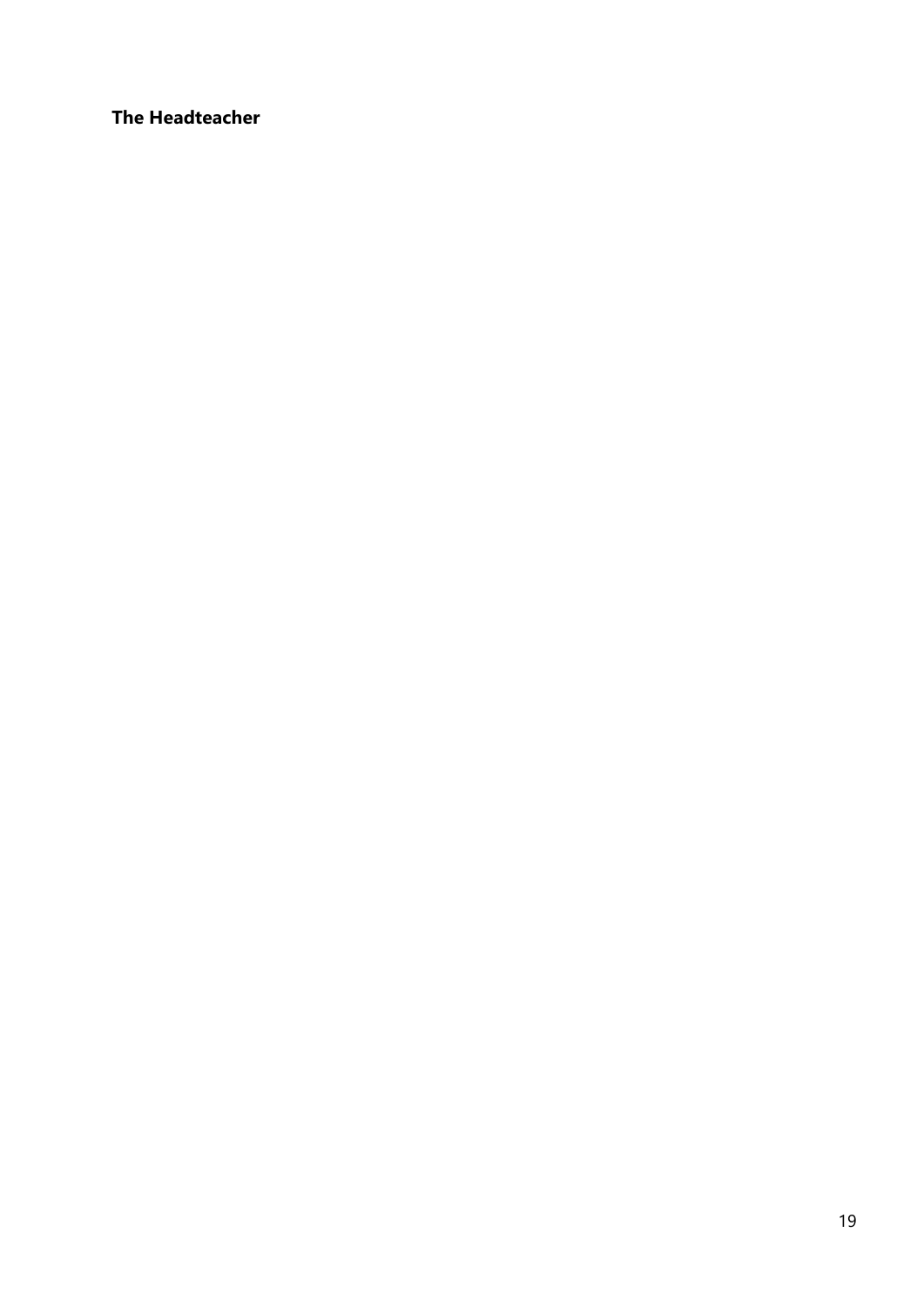**The Headteacher**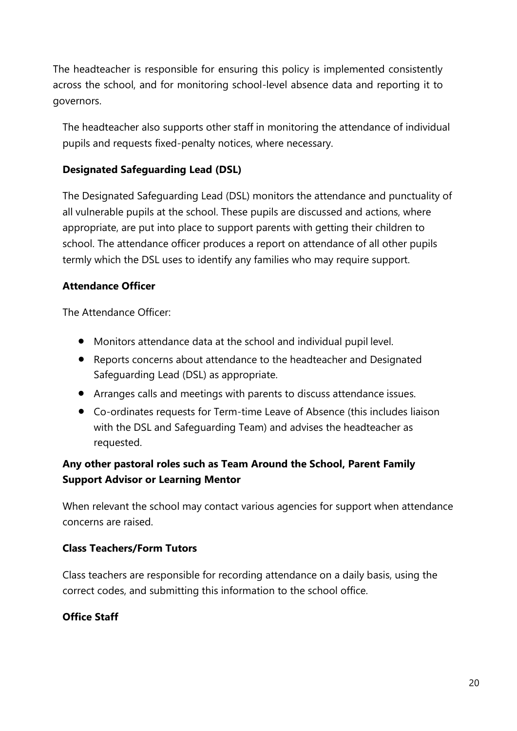The headteacher is responsible for ensuring this policy is implemented consistently across the school, and for monitoring school-level absence data and reporting it to governors.

The headteacher also supports other staff in monitoring the attendance of individual pupils and requests fixed-penalty notices, where necessary.

**Designated Safeguarding Lead (DSL)**

The Designated Safeguarding Lead (DSL) monitors the attendance and punctuality of all vulnerable pupils at the school. These pupils are discussed and actions, where appropriate, are put into place to support parents with getting their children to school. The attendance officer produces a report on attendance of all other pupils termly which the DSL uses to identify any families who may require support.

**Attendance Officer**

The Attendance Officer:

- Monitors attendance data at the school and individual pupil level.
- Reports concerns about attendance to the headteacher and Designated Safeguarding Lead (DSL) as appropriate.
- Arranges calls and meetings with parents to discuss attendance issues.
- Co-ordinates requests for Term-time Leave of Absence (this includes liaison with the DSL and Safeguarding Team) and advises the headteacher as requested.

**Any other pastoral roles such as Team Around the School, Parent Family Support Advisor or Learning Mentor**

When relevant the school may contact various agencies for support when attendance concerns are raised.

**Class Teachers/Form Tutors**

Class teachers are responsible for recording attendance on a daily basis, using the correct codes, and submitting this information to the school office.

**Office Staff**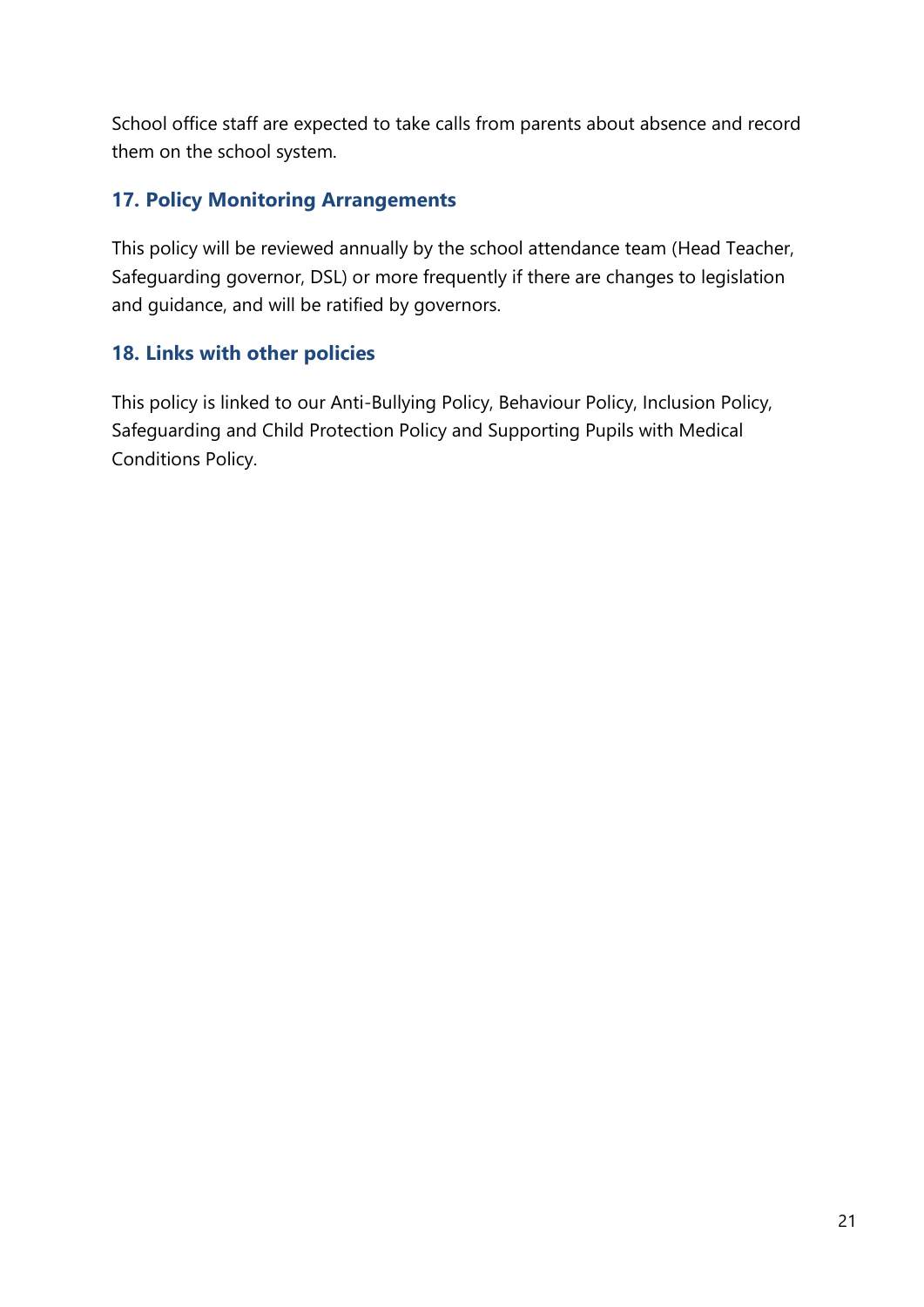School office staff are expected to take calls from parents about absence and record them on the school system.

## 17. Policy Monitoring Arrangements

This policy will be reviewed annually by the school attendance team (Head Teacher, Safeguarding governor, DSL) or more frequently if there are changes to legislation and guidance, and will be ratified by governors.

## 18. Links with other policies

This policy is linked to our Anti-Bullying Policy, Behaviour Policy, Inclusion Policy, Safeguarding and Child Protection Policy and Supporting Pupils with Medical Conditions Policy.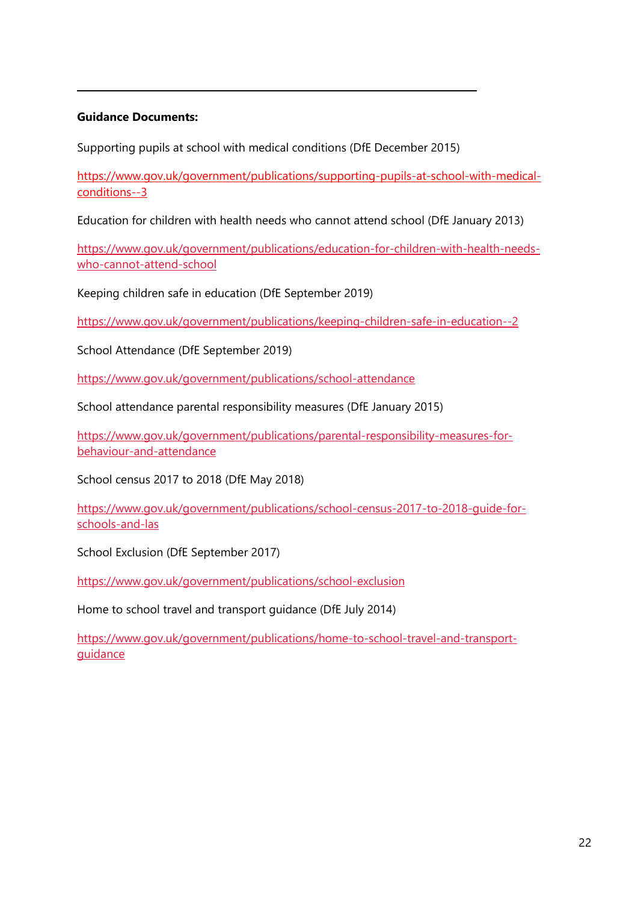---

**Guidance Documents:**

Supporting pupils at school with medical conditions (DfE December 2015)

https://www.gov.uk/government/publications/supporting-pupils-at-school-with-medical-conditions--3

Education for children with health needs who cannot attend school (DfE January 2013)

https://www.gov.uk/government/publications/education-for-children-with-health-needs-who-cannot-attend-school

Keeping children safe in education (DfE September 2019)

https://www.gov.uk/government/publications/keeping-children-safe-in-education--2

School Attendance (DfE September 2019)

https://www.gov.uk/government/publications/school-attendance

School attendance parental responsibility measures (DfE January 2015)

https://www.gov.uk/government/publications/parental-responsibility-measures-for-behaviour-and-attendance

School census 2017 to 2018 (DfE May 2018)

https://www.gov.uk/government/publications/school-census-2017-to-2018-guide-for-schools-and-las

School Exclusion (DfE September 2017)

https://www.gov.uk/government/publications/school-exclusion

Home to school travel and transport guidance (DfE July 2014)

https://www.gov.uk/government/publications/home-to-school-travel-and-transport-guidance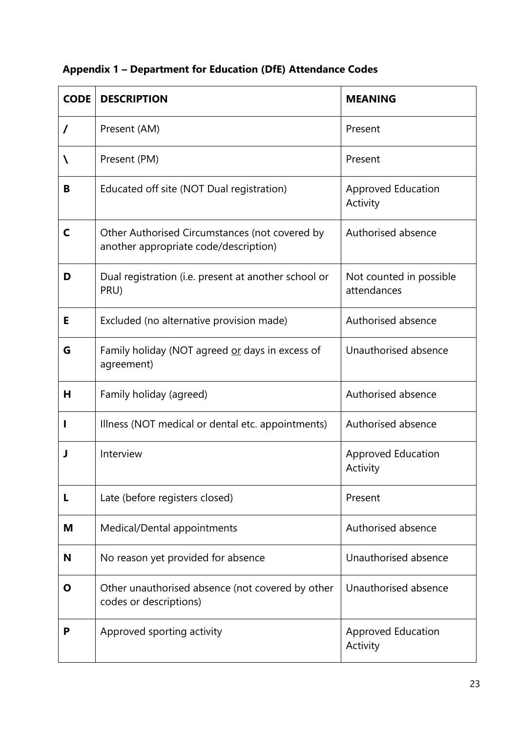**Appendix 1 – Department for Education (DfE) Attendance Codes**

| CODE | DESCRIPTION | MEANING |
|---|---|---|
| **/** | Present (AM) | Present |
| **\** | Present (PM) | Present |
| **B** | Educated off site (NOT Dual registration) | Approved Education Activity |
| **C** | Other Authorised Circumstances (not covered by another appropriate code/description) | Authorised absence |
| **D** | Dual registration (i.e. present at another school or PRU) | Not counted in possible attendances |
| **E** | Excluded (no alternative provision made) | Authorised absence |
| **G** | Family holiday (NOT agreed or days in excess of agreement) | Unauthorised absence |
| **H** | Family holiday (agreed) | Authorised absence |
| **I** | Illness (NOT medical or dental etc. appointments) | Authorised absence |
| **J** | Interview | Approved Education Activity |
| **L** | Late (before registers closed) | Present |
| **M** | Medical/Dental appointments | Authorised absence |
| **N** | No reason yet provided for absence | Unauthorised absence |
| **O** | Other unauthorised absence (not covered by other codes or descriptions) | Unauthorised absence |
| **P** | Approved sporting activity | Approved Education Activity |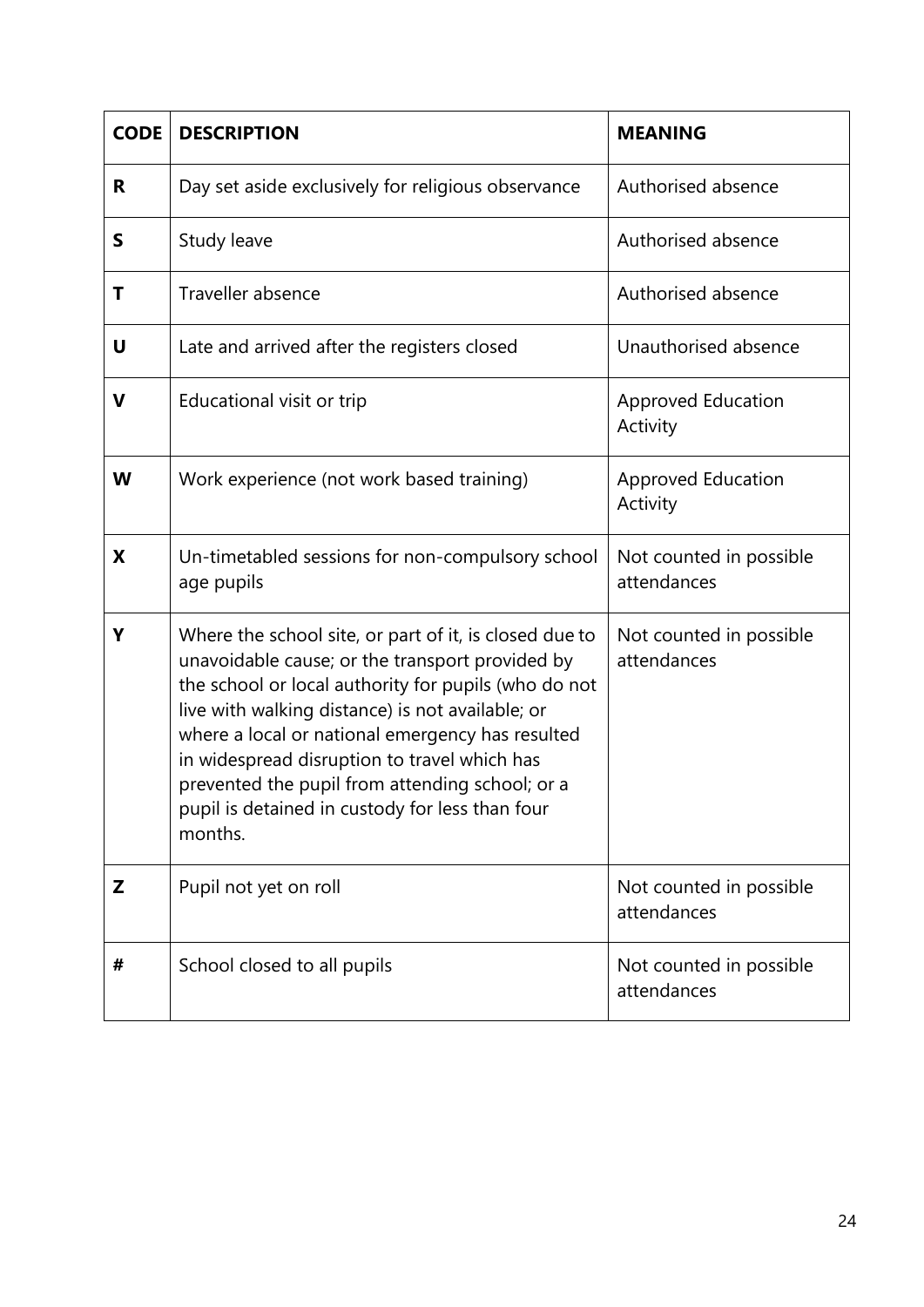| CODE | DESCRIPTION | MEANING |
| --- | --- | --- |
| **R** | Day set aside exclusively for religious observance | Authorised absence |
| **S** | Study leave | Authorised absence |
| **T** | Traveller absence | Authorised absence |
| **U** | Late and arrived after the registers closed | Unauthorised absence |
| **V** | Educational visit or trip | Approved Education Activity |
| **W** | Work experience (not work based training) | Approved Education Activity |
| **X** | Un-timetabled sessions for non-compulsory school age pupils | Not counted in possible attendances |
| **Y** | Where the school site, or part of it, is closed due to unavoidable cause; or the transport provided by the school or local authority for pupils (who do not live with walking distance) is not available; or where a local or national emergency has resulted in widespread disruption to travel which has prevented the pupil from attending school; or a pupil is detained in custody for less than four months. | Not counted in possible attendances |
| **Z** | Pupil not yet on roll | Not counted in possible attendances |
| **#** | School closed to all pupils | Not counted in possible attendances |